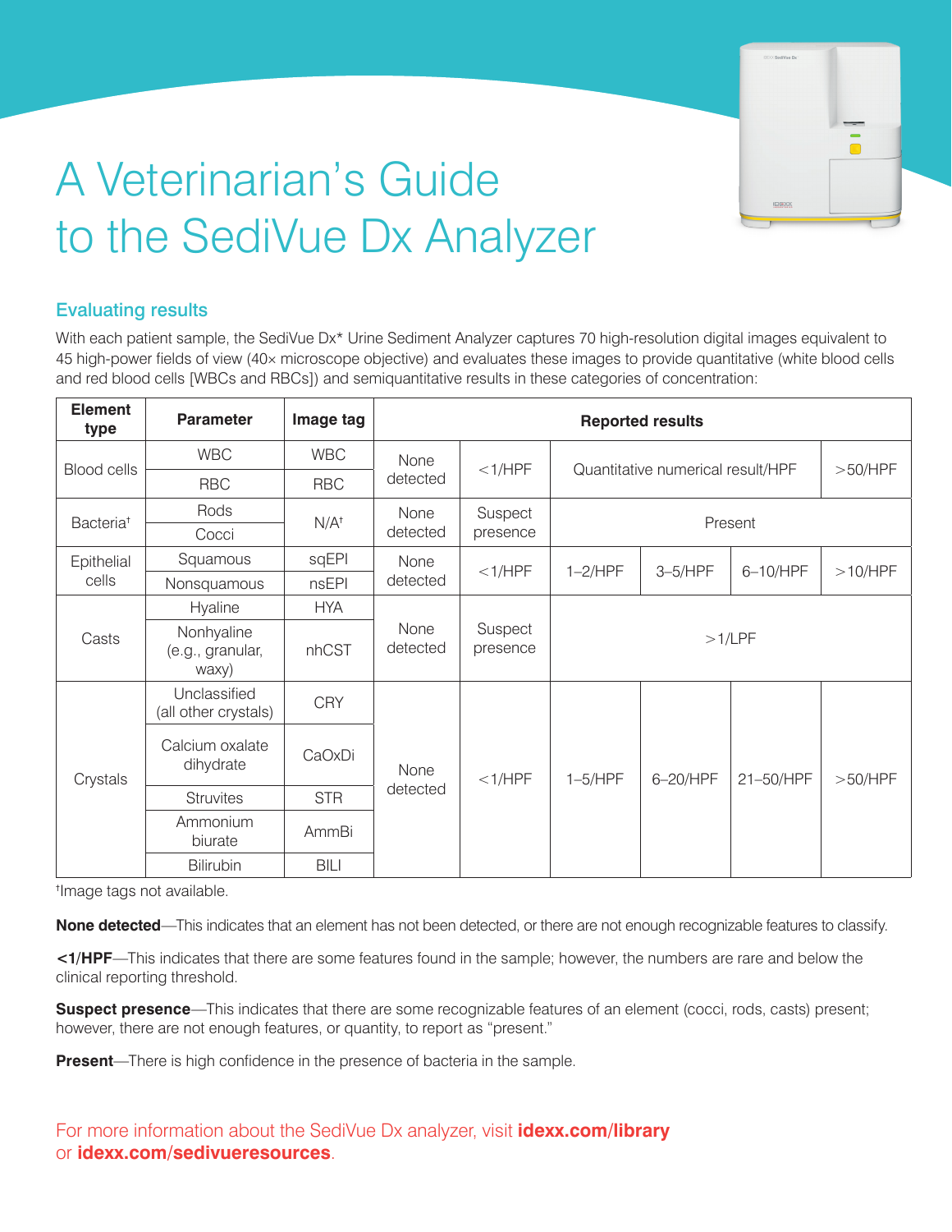# A Veterinarian's Guide to the SediVue Dx Analyzer

## Evaluating results

With each patient sample, the SediVue Dx* Urine Sediment Analyzer captures 70 high-resolution digital images equivalent to 45 high-power fields of view (40× microscope objective) and evaluates these images to provide quantitative (white blood cells and red blood cells [WBCs and RBCs]) and semiquantitative results in these categories of concentration:

| Element type | Parameter | Image tag | Reported results | | | | | |
|---|---|---|---|---|---|---|---|---|
| Blood cells | WBC | WBC | None detected | <1/HPF | Quantitative numerical result/HPF | | | >50/HPF |
| | RBC | RBC | | | | | | |
| Bacteria† | Rods | N/A† | None detected | Suspect presence | Present | | | |
| | Cocci | | | | | | | |
| Epithelial cells | Squamous | sqEPI | None detected | <1/HPF | 1–2/HPF | 3–5/HPF | 6–10/HPF | >10/HPF |
| | Nonsquamous | nsEPI | | | | | | |
| Casts | Hyaline | HYA | None detected | Suspect presence | >1/LPF | | | |
| | Nonhyaline (e.g., granular, waxy) | nhCST | | | | | | |
| Crystals | Unclassified (all other crystals) | CRY | None detected | <1/HPF | 1–5/HPF | 6–20/HPF | 21–50/HPF | >50/HPF |
| | Calcium oxalate dihydrate | CaOxDi | | | | | | |
| | Struvites | STR | | | | | | |
| | Ammonium biurate | AmmBi | | | | | | |
| | Bilirubin | BILI | | | | | | |

†Image tags not available.

**None detected**—This indicates that an element has not been detected, or there are not enough recognizable features to classify.

**<1/HPF**—This indicates that there are some features found in the sample; however, the numbers are rare and below the clinical reporting threshold.

**Suspect presence**—This indicates that there are some recognizable features of an element (cocci, rods, casts) present; however, there are not enough features, or quantity, to report as "present."

**Present**—There is high confidence in the presence of bacteria in the sample.

For more information about the SediVue Dx analyzer, visit **idexx.com/library** or **idexx.com/sedivueresources**.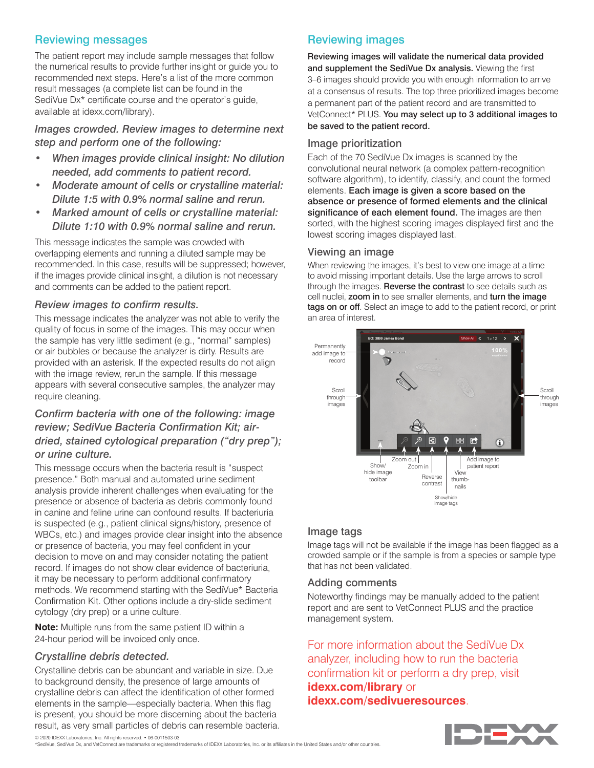## Reviewing messages

The patient report may include sample messages that follow the numerical results to provide further insight or guide you to recommended next steps. Here's a list of the more common result messages (a complete list can be found in the SediVue Dx* certificate course and the operator's guide, available at idexx.com/library).

### *Images crowded. Review images to determine next step and perform one of the following:*

- *When images provide clinical insight: No dilution needed, add comments to patient record.*
- *Moderate amount of cells or crystalline material: Dilute 1:5 with 0.9% normal saline and rerun.*
- *Marked amount of cells or crystalline material: Dilute 1:10 with 0.9% normal saline and rerun.*

This message indicates the sample was crowded with overlapping elements and running a diluted sample may be recommended. In this case, results will be suppressed; however, if the images provide clinical insight, a dilution is not necessary and comments can be added to the patient report.

### *Review images to confirm results.*

This message indicates the analyzer was not able to verify the quality of focus in some of the images. This may occur when the sample has very little sediment (e.g., "normal" samples) or air bubbles or because the analyzer is dirty. Results are provided with an asterisk. If the expected results do not align with the image review, rerun the sample. If this message appears with several consecutive samples, the analyzer may require cleaning.

### *Confirm bacteria with one of the following: image review; SediVue Bacteria Confirmation Kit; air-dried, stained cytological preparation ("dry prep"); or urine culture.*

This message occurs when the bacteria result is "suspect presence." Both manual and automated urine sediment analysis provide inherent challenges when evaluating for the presence or absence of bacteria as debris commonly found in canine and feline urine can confound results. If bacteriuria is suspected (e.g., patient clinical signs/history, presence of WBCs, etc.) and images provide clear insight into the absence or presence of bacteria, you may feel confident in your decision to move on and may consider notating the patient record. If images do not show clear evidence of bacteriuria, it may be necessary to perform additional confirmatory methods. We recommend starting with the SediVue* Bacteria Confirmation Kit. Other options include a dry-slide sediment cytology (dry prep) or a urine culture.

**Note:** Multiple runs from the same patient ID within a 24-hour period will be invoiced only once.

### *Crystalline debris detected.*

Crystalline debris can be abundant and variable in size. Due to background density, the presence of large amounts of crystalline debris can affect the identification of other formed elements in the sample—especially bacteria. When this flag is present, you should be more discerning about the bacteria result, as very small particles of debris can resemble bacteria.

## Reviewing images

**Reviewing images will validate the numerical data provided and supplement the SediVue Dx analysis.** Viewing the first 3–6 images should provide you with enough information to arrive at a consensus of results. The top three prioritized images become a permanent part of the patient record and are transmitted to VetConnect* PLUS. **You may select up to 3 additional images to be saved to the patient record.**

### Image prioritization

Each of the 70 SediVue Dx images is scanned by the convolutional neural network (a complex pattern-recognition software algorithm), to identify, classify, and count the formed elements. **Each image is given a score based on the absence or presence of formed elements and the clinical significance of each element found.** The images are then sorted, with the highest scoring images displayed first and the lowest scoring images displayed last.

### Viewing an image

When reviewing the images, it's best to view one image at a time to avoid missing important details. Use the large arrows to scroll through the images. **Reverse the contrast** to see details such as cell nuclei, **zoom in** to see smaller elements, and **turn the image tags on or off**. Select an image to add to the patient record, or print an area of interest.

Permanently add image to record
Scroll through images
Scroll through images
Show/hide image toolbar
Zoom out
Zoom in
Reverse contrast
Show/hide image tags
View thumbnails
Add image to patient report

### Image tags

Image tags will not be available if the image has been flagged as a crowded sample or if the sample is from a species or sample type that has not been validated.

### Adding comments

Noteworthy findings may be manually added to the patient report and are sent to VetConnect PLUS and the practice management system.

For more information about the SediVue Dx analyzer, including how to run the bacteria confirmation kit or perform a dry prep, visit **idexx.com/library** or **idexx.com/sedivueresources**.

© 2020 IDEXX Laboratories, Inc. All rights reserved. • 06-0011503-03
*SediVue, SediVue Dx, and VetConnect are trademarks or registered trademarks of IDEXX Laboratories, Inc. or its affiliates in the United States and/or other countries.